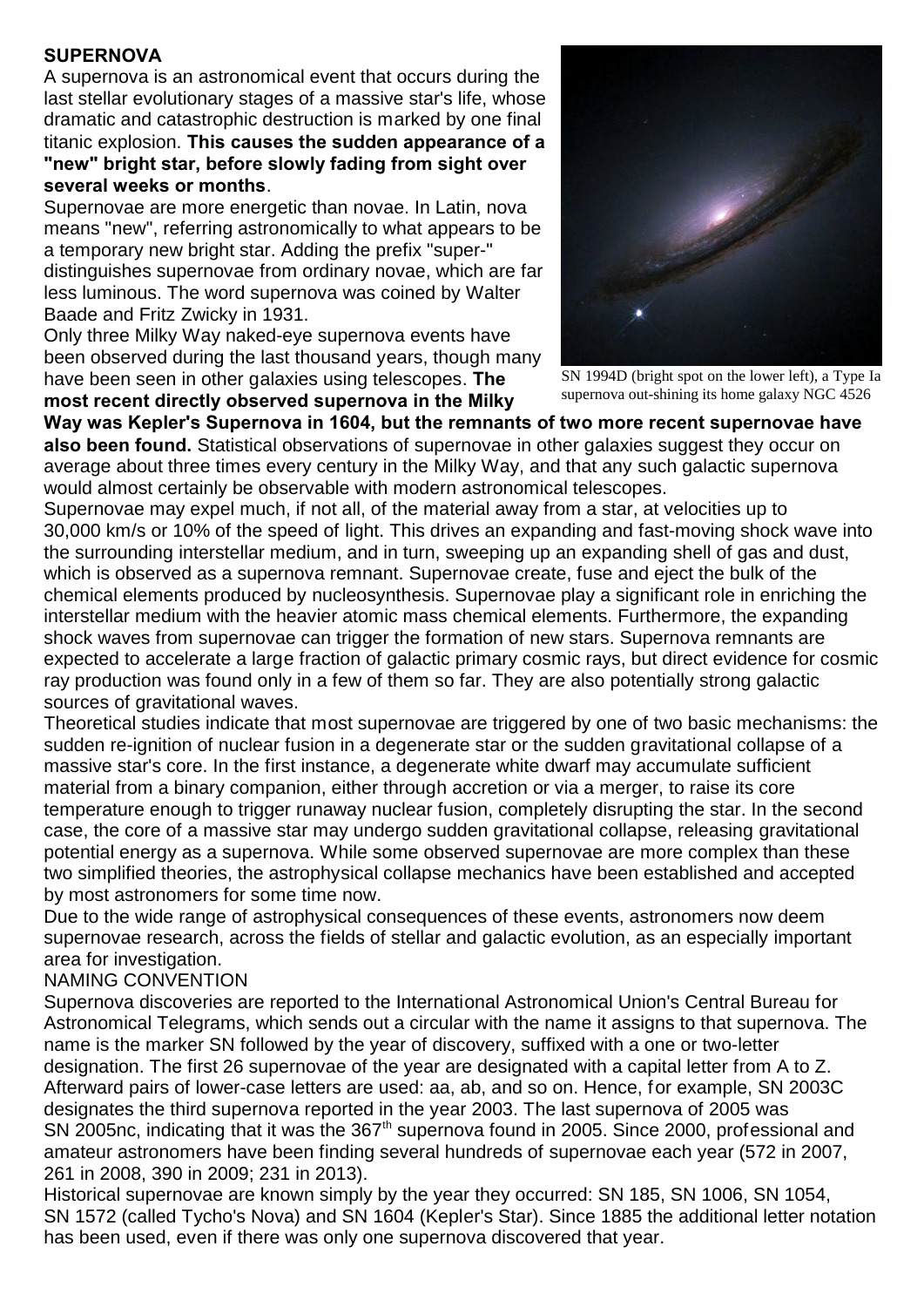**SUPERNOVA**

A supernova is an astronomical event that occurs during the last stellar evolutionary stages of a massive star's life, whose dramatic and catastrophic destruction is marked by one final titanic explosion. **This causes the sudden appearance of a "new" bright star, before slowly fading from sight over several weeks or months**.

Supernovae are more energetic than novae. In Latin, nova means "new", referring astronomically to what appears to be a temporary new bright star. Adding the prefix "super-" distinguishes supernovae from ordinary novae, which are far less luminous. The word supernova was coined by Walter Baade and Fritz Zwicky in 1931.

Only three Milky Way naked-eye supernova events have been observed during the last thousand years, though many have been seen in other galaxies using telescopes. **The most recent directly observed supernova in the Milky Way was Kepler's Supernova in 1604, but the remnants of two more recent supernovae have also been found.** Statistical observations of supernovae in other galaxies suggest they occur on average about three times every century in the Milky Way, and that any such galactic supernova would almost certainly be observable with modern astronomical telescopes.

SN 1994D (bright spot on the lower left), a Type Ia supernova out-shining its home galaxy NGC 4526

Supernovae may expel much, if not all, of the material away from a star, at velocities up to 30,000 km/s or 10% of the speed of light. This drives an expanding and fast-moving shock wave into the surrounding interstellar medium, and in turn, sweeping up an expanding shell of gas and dust, which is observed as a supernova remnant. Supernovae create, fuse and eject the bulk of the chemical elements produced by nucleosynthesis. Supernovae play a significant role in enriching the interstellar medium with the heavier atomic mass chemical elements. Furthermore, the expanding shock waves from supernovae can trigger the formation of new stars. Supernova remnants are expected to accelerate a large fraction of galactic primary cosmic rays, but direct evidence for cosmic ray production was found only in a few of them so far. They are also potentially strong galactic sources of gravitational waves.

Theoretical studies indicate that most supernovae are triggered by one of two basic mechanisms: the sudden re-ignition of nuclear fusion in a degenerate star or the sudden gravitational collapse of a massive star's core. In the first instance, a degenerate white dwarf may accumulate sufficient material from a binary companion, either through accretion or via a merger, to raise its core temperature enough to trigger runaway nuclear fusion, completely disrupting the star. In the second case, the core of a massive star may undergo sudden gravitational collapse, releasing gravitational potential energy as a supernova. While some observed supernovae are more complex than these two simplified theories, the astrophysical collapse mechanics have been established and accepted by most astronomers for some time now.

Due to the wide range of astrophysical consequences of these events, astronomers now deem supernovae research, across the fields of stellar and galactic evolution, as an especially important area for investigation.

NAMING CONVENTION

Supernova discoveries are reported to the International Astronomical Union's Central Bureau for Astronomical Telegrams, which sends out a circular with the name it assigns to that supernova. The name is the marker SN followed by the year of discovery, suffixed with a one or two-letter designation. The first 26 supernovae of the year are designated with a capital letter from A to Z. Afterward pairs of lower-case letters are used: aa, ab, and so on. Hence, for example, SN 2003C designates the third supernova reported in the year 2003. The last supernova of 2005 was SN 2005nc, indicating that it was the 367th supernova found in 2005. Since 2000, professional and amateur astronomers have been finding several hundreds of supernovae each year (572 in 2007, 261 in 2008, 390 in 2009; 231 in 2013).

Historical supernovae are known simply by the year they occurred: SN 185, SN 1006, SN 1054, SN 1572 (called Tycho's Nova) and SN 1604 (Kepler's Star). Since 1885 the additional letter notation has been used, even if there was only one supernova discovered that year.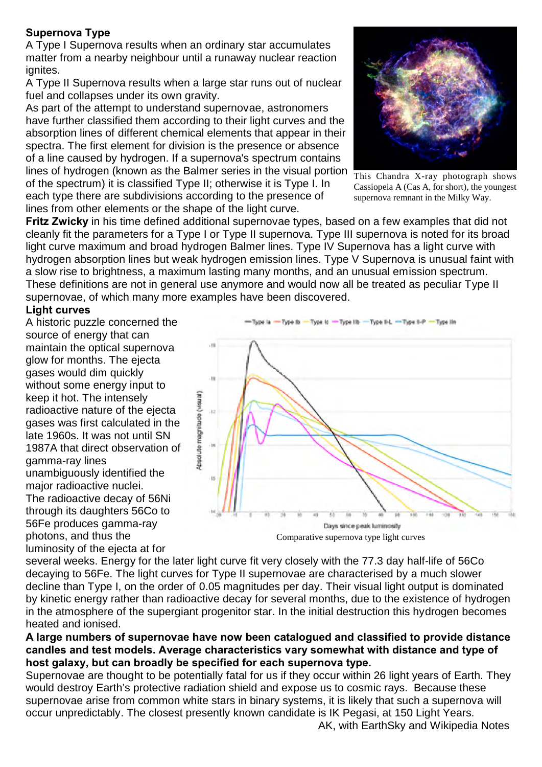**Supernova Type**

A Type I Supernova results when an ordinary star accumulates matter from a nearby neighbour until a runaway nuclear reaction ignites.

A Type II Supernova results when a large star runs out of nuclear fuel and collapses under its own gravity.

As part of the attempt to understand supernovae, astronomers have further classified them according to their light curves and the absorption lines of different chemical elements that appear in their spectra. The first element for division is the presence or absence of a line caused by hydrogen. If a supernova's spectrum contains lines of hydrogen (known as the Balmer series in the visual portion of the spectrum) it is classified Type II; otherwise it is Type I. In each type there are subdivisions according to the presence of lines from other elements or the shape of the light curve.

This Chandra X-ray photograph shows Cassiopeia A (Cas A, for short), the youngest supernova remnant in the Milky Way.

**Fritz Zwicky** in his time defined additional supernovae types, based on a few examples that did not cleanly fit the parameters for a Type I or Type II supernova. Type III supernova is noted for its broad light curve maximum and broad hydrogen Balmer lines. Type IV Supernova has a light curve with hydrogen absorption lines but weak hydrogen emission lines. Type V Supernova is unusual faint with a slow rise to brightness, a maximum lasting many months, and an unusual emission spectrum. These definitions are not in general use anymore and would now all be treated as peculiar Type II supernovae, of which many more examples have been discovered.

**Light curves**

A historic puzzle concerned the source of energy that can maintain the optical supernova glow for months. The ejecta gases would dim quickly without some energy input to keep it hot. The intensely radioactive nature of the ejecta gases was first calculated in the late 1960s. It was not until SN 1987A that direct observation of gamma-ray lines unambiguously identified the major radioactive nuclei. The radioactive decay of 56Ni through its daughters 56Co to 56Fe produces gamma-ray photons, and thus the luminosity of the ejecta at for several weeks. Energy for the later light curve fit very closely with the 77.3 day half-life of 56Co decaying to 56Fe. The light curves for Type II supernovae are characterised by a much slower decline than Type I, on the order of 0.05 magnitudes per day. Their visual light output is dominated by kinetic energy rather than radioactive decay for several months, due to the existence of hydrogen in the atmosphere of the supergiant progenitor star. In the initial destruction this hydrogen becomes heated and ionised.

Type Ia — Type Ib — Type Ic — Type IIb — Type II-L — Type II-P — Type IIn

Absolute magnitude (visual)

Days since peak luminosity

Comparative supernova type light curves

**A large numbers of supernovae have now been catalogued and classified to provide distance candles and test models. Average characteristics vary somewhat with distance and type of host galaxy, but can broadly be specified for each supernova type.**

Supernovae are thought to be potentially fatal for us if they occur within 26 light years of Earth. They would destroy Earth's protective radiation shield and expose us to cosmic rays. Because these supernovae arise from common white stars in binary systems, it is likely that such a supernova will occur unpredictably. The closest presently known candidate is IK Pegasi, at 150 Light Years.

AK, with EarthSky and Wikipedia Notes